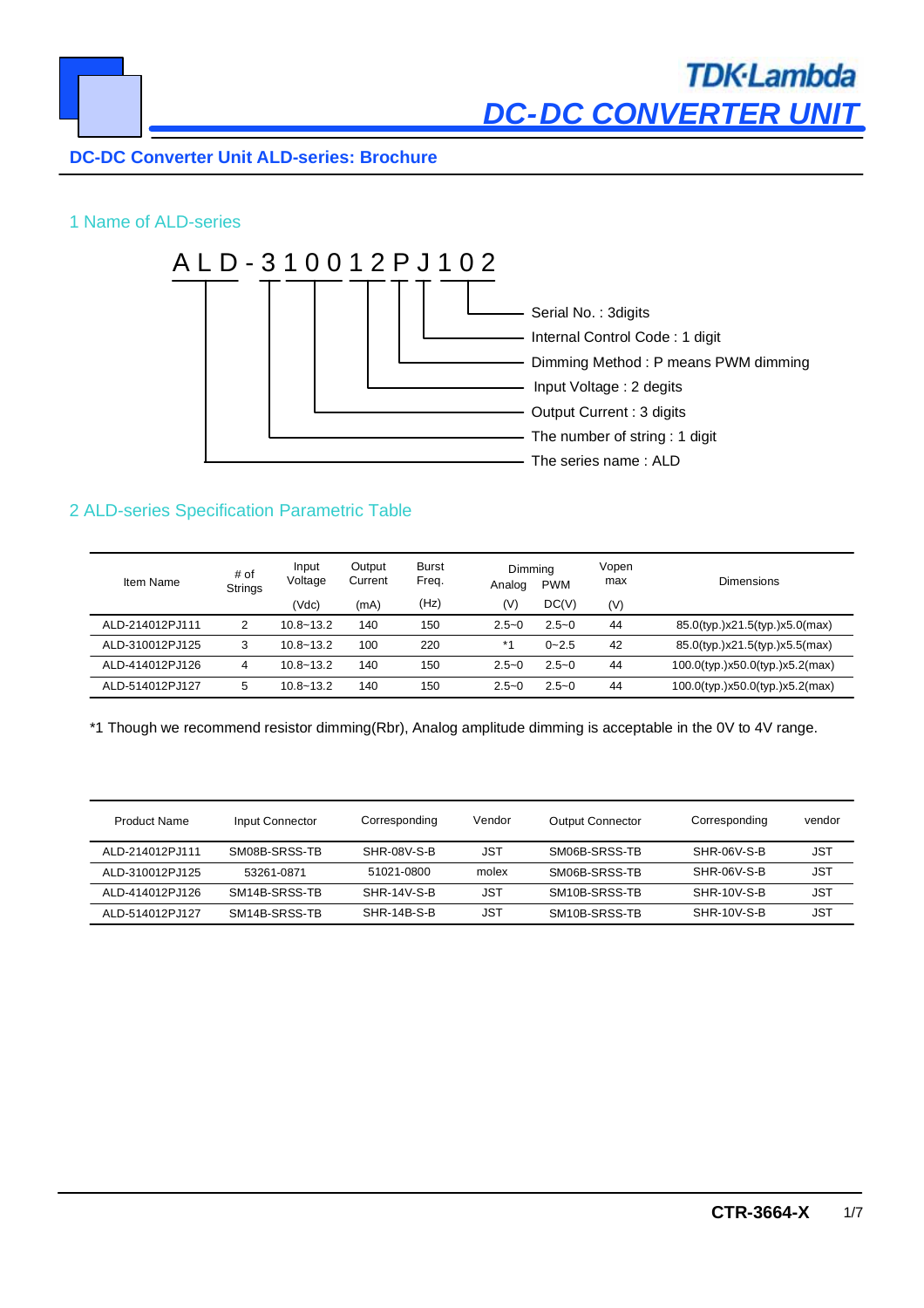# DC-DC CONVERTER UNIT

## DC-DC Converter Unit ALD-series: Brochure

### 1 Name of ALD-series

A L D - 3 1 0 0 1 2 P J 1 0 2

- Serial No. : 3digits
- Internal Control Code : 1 digit
- Dimming Method : P means PWM dimming
- Input Voltage : 2 degits
- Output Current : 3 digits
- The number of string : 1 digit
- The series name : ALD

### 2 ALD-series Specification Parametric Table

| Item Name | # of Strings | Input Voltage | Output Current | Burst Freq. | Dimming Analog | Dimming PWM | Vopen max | Dimensions |
|---|---|---|---|---|---|---|---|---|
| | | (Vdc) | (mA) | (Hz) | (V) | DC(V) | (V) | |
| ALD-214012PJ111 | 2 | 10.8~13.2 | 140 | 150 | 2.5~0 | 2.5~0 | 44 | 85.0(typ.)x21.5(typ.)x5.0(max) |
| ALD-310012PJ125 | 3 | 10.8~13.2 | 100 | 220 | *1 | 0~2.5 | 42 | 85.0(typ.)x21.5(typ.)x5.5(max) |
| ALD-414012PJ126 | 4 | 10.8~13.2 | 140 | 150 | 2.5~0 | 2.5~0 | 44 | 100.0(typ.)x50.0(typ.)x5.2(max) |
| ALD-514012PJ127 | 5 | 10.8~13.2 | 140 | 150 | 2.5~0 | 2.5~0 | 44 | 100.0(typ.)x50.0(typ.)x5.2(max) |

*1 Though we recommend resistor dimming(Rbr), Analog amplitude dimming is acceptable in the 0V to 4V range.

| Product Name | Input Connector | Corresponding | Vendor | Output Connector | Corresponding | vendor |
|---|---|---|---|---|---|---|
| ALD-214012PJ111 | SM08B-SRSS-TB | SHR-08V-S-B | JST | SM06B-SRSS-TB | SHR-06V-S-B | JST |
| ALD-310012PJ125 | 53261-0871 | 51021-0800 | molex | SM06B-SRSS-TB | SHR-06V-S-B | JST |
| ALD-414012PJ126 | SM14B-SRSS-TB | SHR-14V-S-B | JST | SM10B-SRSS-TB | SHR-10V-S-B | JST |
| ALD-514012PJ127 | SM14B-SRSS-TB | SHR-14B-S-B | JST | SM10B-SRSS-TB | SHR-10V-S-B | JST |

CTR-3664-X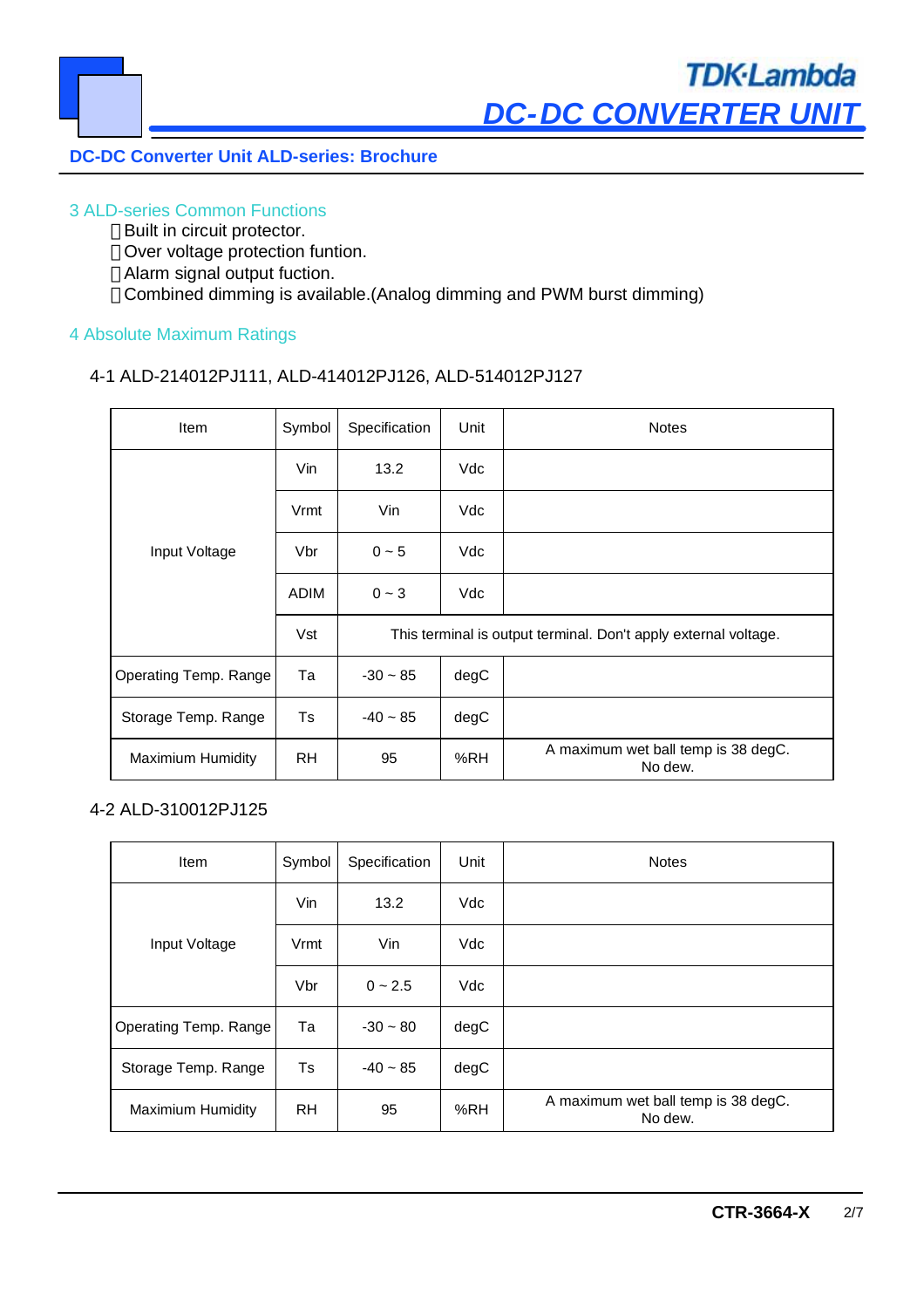## DC-DC Converter Unit ALD-series: Brochure

### 3 ALD-series Common Functions

- Built in circuit protector.
- Over voltage protection funtion.
- Alarm signal output fuction.
- Combined dimming is available.(Analog dimming and PWM burst dimming)

### 4 Absolute Maximum Ratings

4-1 ALD-214012PJ111, ALD-414012PJ126, ALD-514012PJ127

| Item | Symbol | Specification | Unit | Notes |
|---|---|---|---|---|
| Input Voltage | Vin | 13.2 | Vdc | |
| | Vrmt | Vin | Vdc | |
| | Vbr | 0 ~ 5 | Vdc | |
| | ADIM | 0 ~ 3 | Vdc | |
| | Vst | This terminal is output terminal. Don't apply external voltage. | | |
| Operating Temp. Range | Ta | -30 ~ 85 | degC | |
| Storage Temp. Range | Ts | -40 ~ 85 | degC | |
| Maximium Humidity | RH | 95 | %RH | A maximum wet ball temp is 38 degC. No dew. |

4-2 ALD-310012PJ125

| Item | Symbol | Specification | Unit | Notes |
|---|---|---|---|---|
| Input Voltage | Vin | 13.2 | Vdc | |
| | Vrmt | Vin | Vdc | |
| | Vbr | 0 ~ 2.5 | Vdc | |
| Operating Temp. Range | Ta | -30 ~ 80 | degC | |
| Storage Temp. Range | Ts | -40 ~ 85 | degC | |
| Maximium Humidity | RH | 95 | %RH | A maximum wet ball temp is 38 degC. No dew. |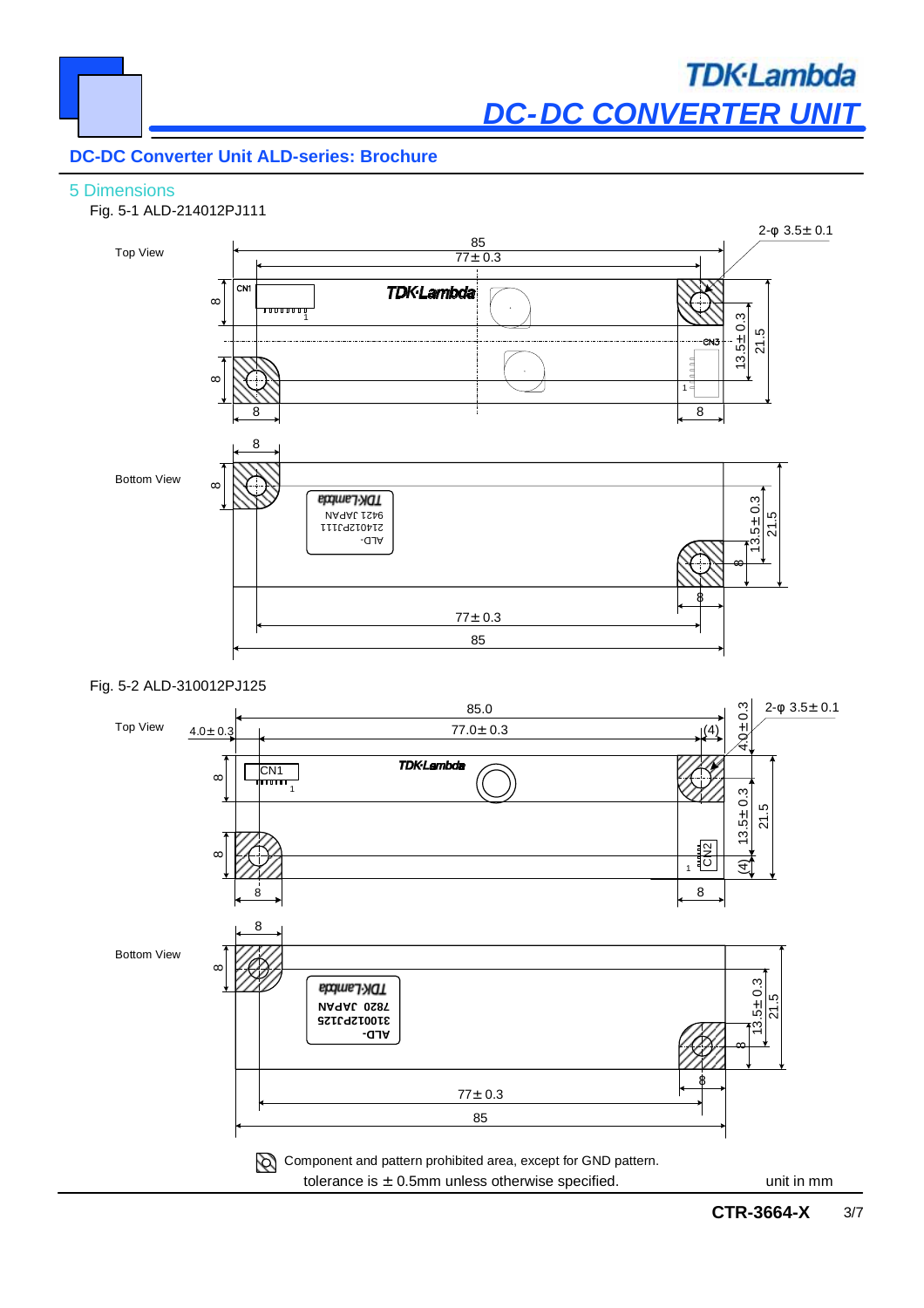## DC-DC Converter Unit ALD-series: Brochure

### 5 Dimensions

Fig. 5-1 ALD-214012PJ111

Top View

Bottom View

Fig. 5-2 ALD-310012PJ125

Top View

Bottom View

Component and pattern prohibited area, except for GND pattern.

tolerance is ± 0.5mm unless otherwise specified.

unit in mm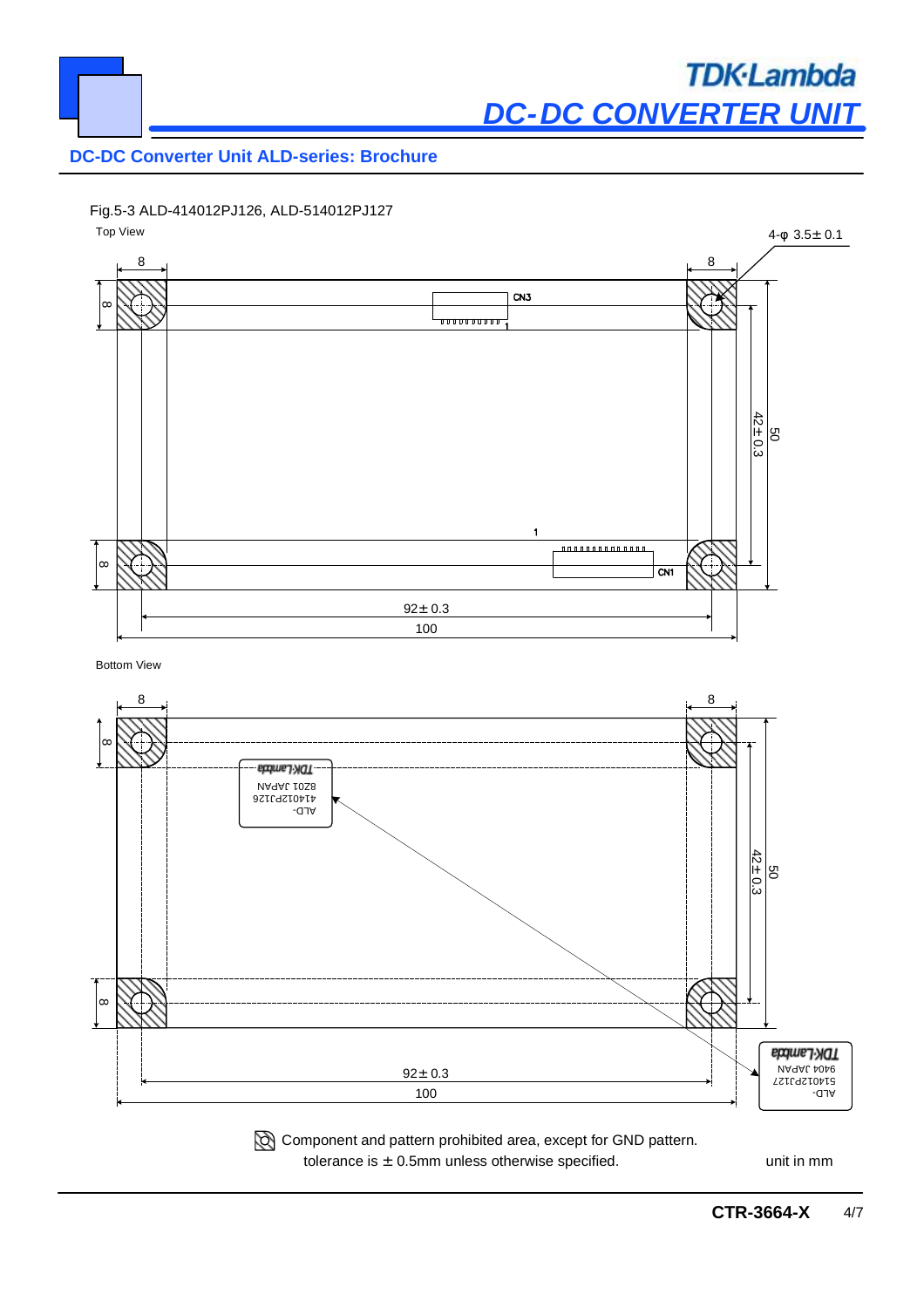## DC-DC Converter Unit ALD-series: Brochure

Fig.5-3 ALD-414012PJ126, ALD-514012PJ127

Top View

4-φ 3.5± 0.1

8

8

8

CN3

1

42± 0.3

50

1

8

CN1

92± 0.3

100

Bottom View

8

8

8

TDK-Lambda
8201 JAPAN
414012PJ126
ALD-

42± 0.3

50

8

TDK-Lambda
9404 JAPAN
514012PJ127
ALD-

92± 0.3

100

Component and pattern prohibited area, except for GND pattern.

tolerance is ± 0.5mm unless otherwise specified.

unit in mm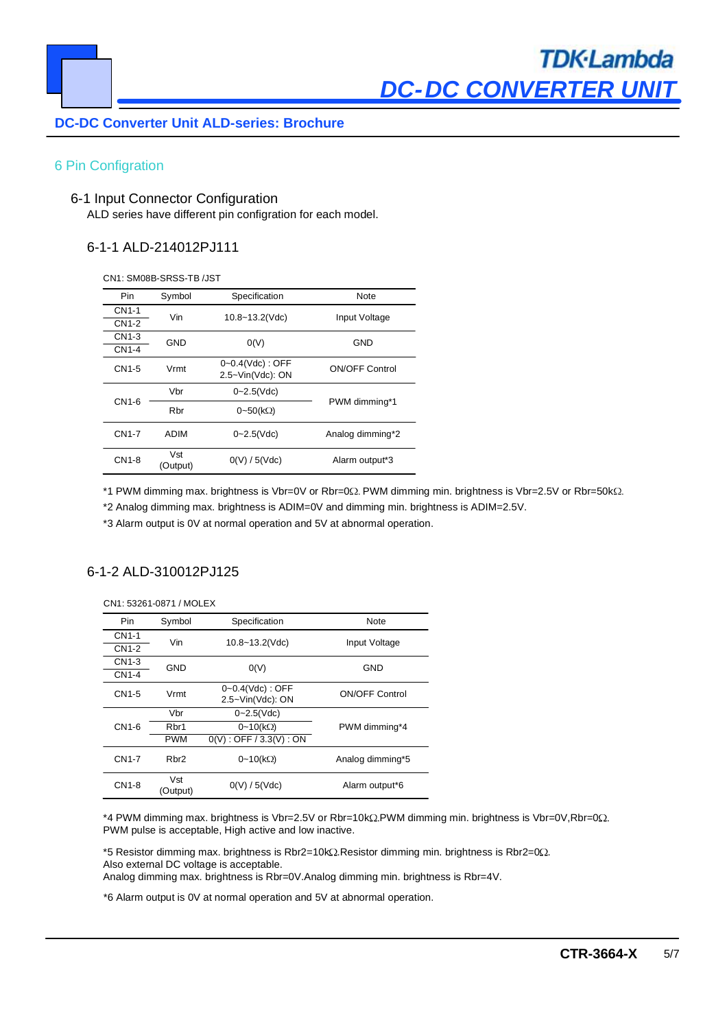## 6 Pin Configration

### 6-1 Input Connector Configuration

ALD series have different pin configration for each model.

#### 6-1-1 ALD-214012PJ111

CN1: SM08B-SRSS-TB /JST

| Pin | Symbol | Specification | Note |
|---|---|---|---|
| CN1-1 | Vin | 10.8~13.2(Vdc) | Input Voltage |
| CN1-2 | | | |
| CN1-3 | GND | 0(V) | GND |
| CN1-4 | | | |
| CN1-5 | Vrmt | 0~0.4(Vdc) : OFF<br>2.5~Vin(Vdc): ON | ON/OFF Control |
| CN1-6 | Vbr | 0~2.5(Vdc) | PWM dimming*1 |
| | Rbr | 0~50(kΩ) | |
| CN1-7 | ADIM | 0~2.5(Vdc) | Analog dimming*2 |
| CN1-8 | Vst (Output) | 0(V) / 5(Vdc) | Alarm output*3 |

*1 PWM dimming max. brightness is Vbr=0V or Rbr=0Ω. PWM dimming min. brightness is Vbr=2.5V or Rbr=50kΩ.

*2 Analog dimming max. brightness is ADIM=0V and dimming min. brightness is ADIM=2.5V.

*3 Alarm output is 0V at normal operation and 5V at abnormal operation.

#### 6-1-2 ALD-310012PJ125

CN1: 53261-0871 / MOLEX

| Pin | Symbol | Specification | Note |
|---|---|---|---|
| CN1-1 | Vin | 10.8~13.2(Vdc) | Input Voltage |
| CN1-2 | | | |
| CN1-3 | GND | 0(V) | GND |
| CN1-4 | | | |
| CN1-5 | Vrmt | 0~0.4(Vdc) : OFF<br>2.5~Vin(Vdc): ON | ON/OFF Control |
| CN1-6 | Vbr | 0~2.5(Vdc) | PWM dimming*4 |
| | Rbr1 | 0~10(kΩ) | |
| | PWM | 0(V) : OFF / 3.3(V) : ON | |
| CN1-7 | Rbr2 | 0~10(kΩ) | Analog dimming*5 |
| CN1-8 | Vst (Output) | 0(V) / 5(Vdc) | Alarm output*6 |

*4 PWM dimming max. brightness is Vbr=2.5V or Rbr=10kΩ.PWM dimming min. brightness is Vbr=0V,Rbr=0Ω.
PWM pulse is acceptable, High active and low inactive.

*5 Resistor dimming max. brightness is Rbr2=10kΩ.Resistor dimming min. brightness is Rbr2=0Ω.
Also external DC voltage is acceptable.
Analog dimming max. brightness is Rbr=0V.Analog dimming min. brightness is Rbr=4V.

*6 Alarm output is 0V at normal operation and 5V at abnormal operation.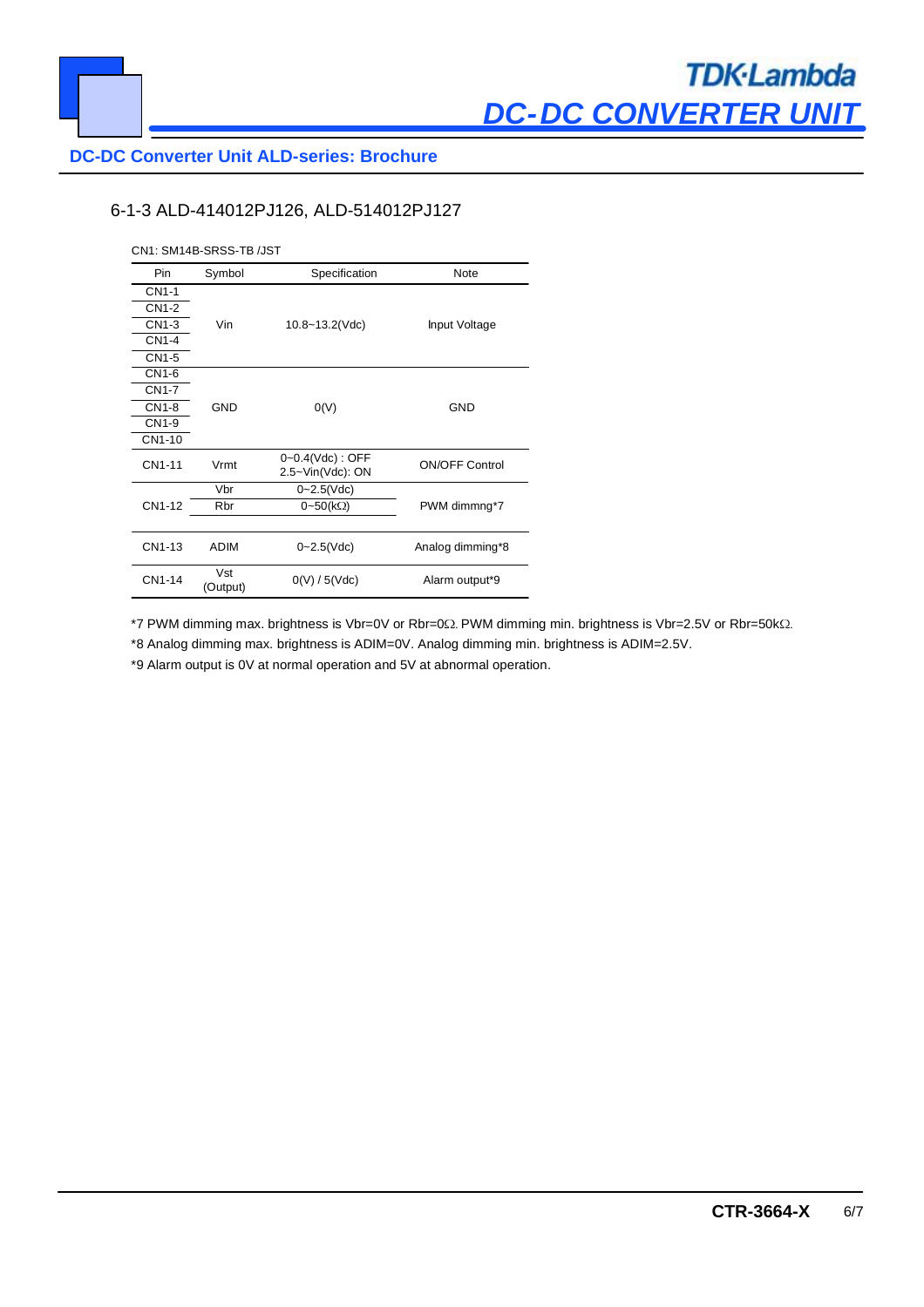## 6-1-3 ALD-414012PJ126, ALD-514012PJ127

CN1: SM14B-SRSS-TB /JST

| Pin | Symbol | Specification | Note |
|---|---|---|---|
| CN1-1 | Vin | 10.8~13.2(Vdc) | Input Voltage |
| CN1-2 | | | |
| CN1-3 | | | |
| CN1-4 | | | |
| CN1-5 | | | |
| CN1-6 | GND | 0(V) | GND |
| CN1-7 | | | |
| CN1-8 | | | |
| CN1-9 | | | |
| CN1-10 | | | |
| CN1-11 | Vrmt | 0~0.4(Vdc) : OFF<br>2.5~Vin(Vdc): ON | ON/OFF Control |
| CN1-12 | Vbr | 0~2.5(Vdc) | PWM dimmng*7 |
| | Rbr | 0~50(kΩ) | |
| CN1-13 | ADIM | 0~2.5(Vdc) | Analog dimming*8 |
| CN1-14 | Vst<br>(Output) | 0(V) / 5(Vdc) | Alarm output*9 |

*7 PWM dimming max. brightness is Vbr=0V or Rbr=0Ω. PWM dimming min. brightness is Vbr=2.5V or Rbr=50kΩ.

*8 Analog dimming max. brightness is ADIM=0V. Analog dimming min. brightness is ADIM=2.5V.

*9 Alarm output is 0V at normal operation and 5V at abnormal operation.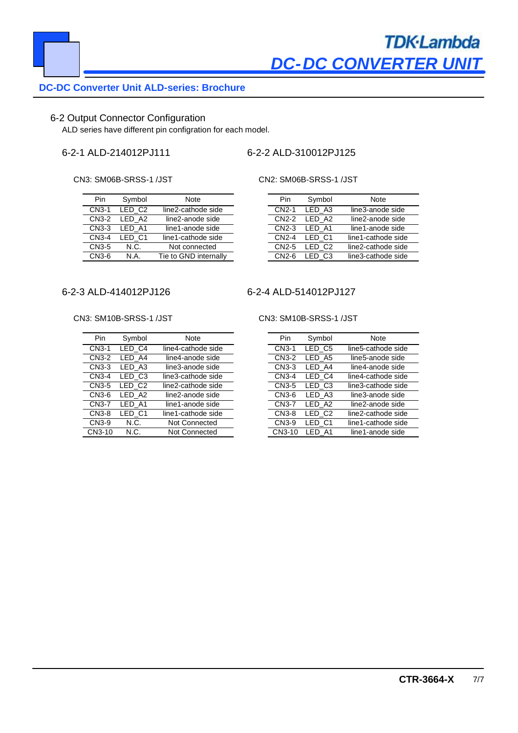## 6-2 Output Connector Configuration

ALD series have different pin configration for each model.

### 6-2-1 ALD-214012PJ111

CN3: SM06B-SRSS-1 /JST

| Pin | Symbol | Note |
|---|---|---|
| CN3-1 | LED_C2 | line2-cathode side |
| CN3-2 | LED_A2 | line2-anode side |
| CN3-3 | LED_A1 | line1-anode side |
| CN3-4 | LED_C1 | line1-cathode side |
| CN3-5 | N.C. | Not connected |
| CN3-6 | N.A. | Tie to GND internally |

### 6-2-2 ALD-310012PJ125

CN2: SM06B-SRSS-1 /JST

| Pin | Symbol | Note |
|---|---|---|
| CN2-1 | LED_A3 | line3-anode side |
| CN2-2 | LED_A2 | line2-anode side |
| CN2-3 | LED_A1 | line1-anode side |
| CN2-4 | LED_C1 | line1-cathode side |
| CN2-5 | LED_C2 | line2-cathode side |
| CN2-6 | LED_C3 | line3-cathode side |

### 6-2-3 ALD-414012PJ126

CN3: SM10B-SRSS-1 /JST

| Pin | Symbol | Note |
|---|---|---|
| CN3-1 | LED_C4 | line4-cathode side |
| CN3-2 | LED_A4 | line4-anode side |
| CN3-3 | LED_A3 | line3-anode side |
| CN3-4 | LED_C3 | line3-cathode side |
| CN3-5 | LED_C2 | line2-cathode side |
| CN3-6 | LED_A2 | line2-anode side |
| CN3-7 | LED_A1 | line1-anode side |
| CN3-8 | LED_C1 | line1-cathode side |
| CN3-9 | N.C. | Not Connected |
| CN3-10 | N.C. | Not Connected |

### 6-2-4 ALD-514012PJ127

CN3: SM10B-SRSS-1 /JST

| Pin | Symbol | Note |
|---|---|---|
| CN3-1 | LED_C5 | line5-cathode side |
| CN3-2 | LED_A5 | line5-anode side |
| CN3-3 | LED_A4 | line4-anode side |
| CN3-4 | LED_C4 | line4-cathode side |
| CN3-5 | LED_C3 | line3-cathode side |
| CN3-6 | LED_A3 | line3-anode side |
| CN3-7 | LED_A2 | line2-anode side |
| CN3-8 | LED_C2 | line2-cathode side |
| CN3-9 | LED_C1 | line1-cathode side |
| CN3-10 | LED_A1 | line1-anode side |